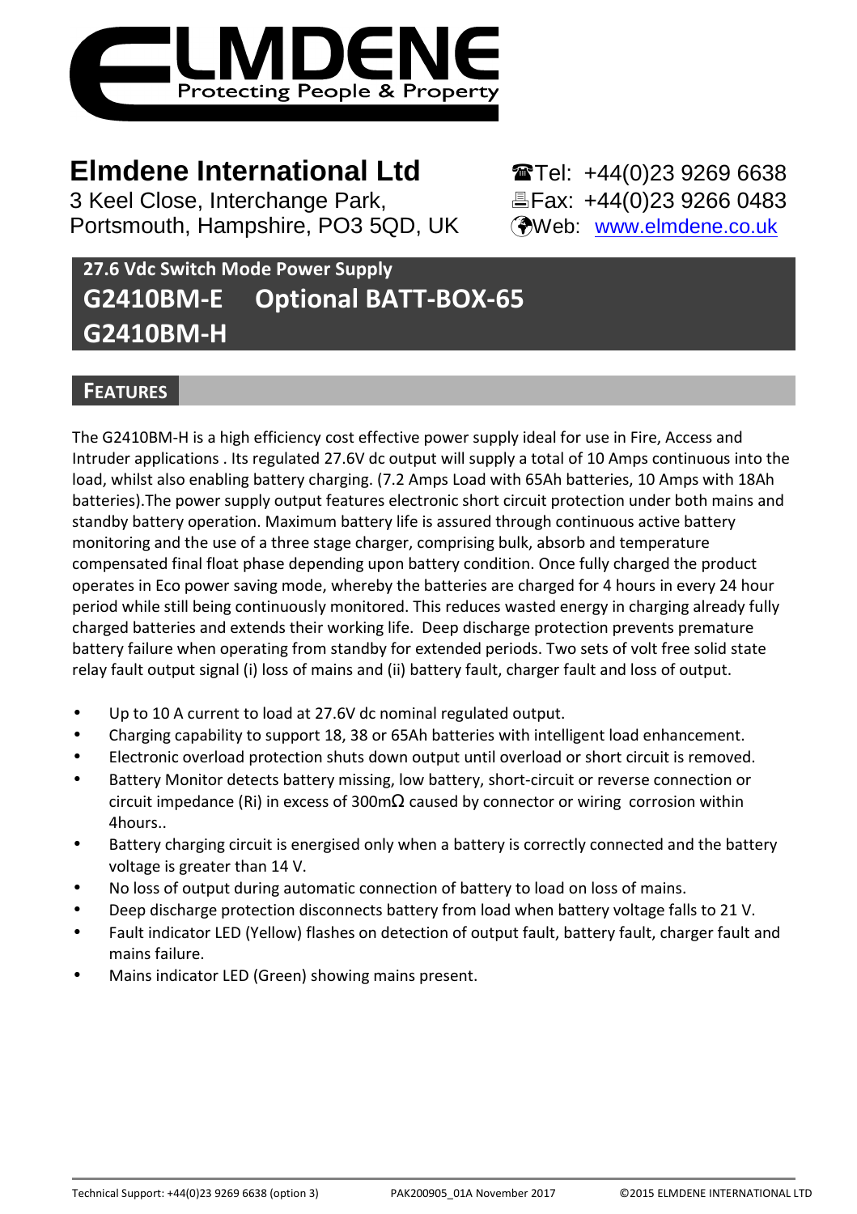# Elmdene International Ltd

3 Keel Close, Interchange Park,
Portsmouth, Hampshire, PO3 5QD, UK

☎Tel: +44(0)23 9269 6638
🖷Fax: +44(0)23 9266 0483
Web: www.elmdene.co.uk

## 27.6 Vdc Switch Mode Power Supply

## G2410BM-E Optional BATT-BOX-65

## G2410BM-H

## FEATURES

The G2410BM-H is a high efficiency cost effective power supply ideal for use in Fire, Access and Intruder applications . Its regulated 27.6V dc output will supply a total of 10 Amps continuous into the load, whilst also enabling battery charging. (7.2 Amps Load with 65Ah batteries, 10 Amps with 18Ah batteries).The power supply output features electronic short circuit protection under both mains and standby battery operation. Maximum battery life is assured through continuous active battery monitoring and the use of a three stage charger, comprising bulk, absorb and temperature compensated final float phase depending upon battery condition. Once fully charged the product operates in Eco power saving mode, whereby the batteries are charged for 4 hours in every 24 hour period while still being continuously monitored. This reduces wasted energy in charging already fully charged batteries and extends their working life. Deep discharge protection prevents premature battery failure when operating from standby for extended periods. Two sets of volt free solid state relay fault output signal (i) loss of mains and (ii) battery fault, charger fault and loss of output.

- Up to 10 A current to load at 27.6V dc nominal regulated output.
- Charging capability to support 18, 38 or 65Ah batteries with intelligent load enhancement.
- Electronic overload protection shuts down output until overload or short circuit is removed.
- Battery Monitor detects battery missing, low battery, short-circuit or reverse connection or circuit impedance (Ri) in excess of 300mΩ caused by connector or wiring corrosion within 4hours..
- Battery charging circuit is energised only when a battery is correctly connected and the battery voltage is greater than 14 V.
- No loss of output during automatic connection of battery to load on loss of mains.
- Deep discharge protection disconnects battery from load when battery voltage falls to 21 V.
- Fault indicator LED (Yellow) flashes on detection of output fault, battery fault, charger fault and mains failure.
- Mains indicator LED (Green) showing mains present.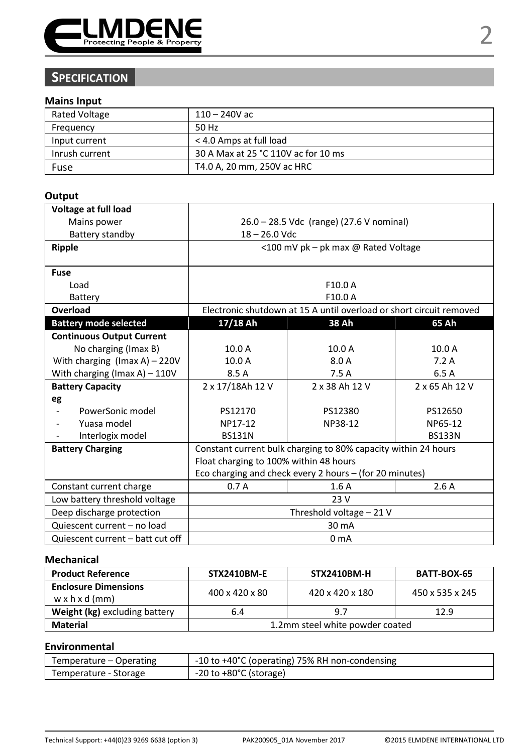## SPECIFICATION

### Mains Input

| | |
|---|---|
| Rated Voltage | 110 – 240V ac |
| Frequency | 50 Hz |
| Input current | < 4.0 Amps at full load |
| Inrush current | 30 A Max at 25 °C 110V ac for 10 ms |
| Fuse | T4.0 A, 20 mm, 250V ac HRC |

### Output

| | | | |
|---|---|---|---|
| **Voltage at full load** | | | |
| Mains power | 26.0 – 28.5 Vdc (range) (27.6 V nominal) | | |
| Battery standby | 18 – 26.0 Vdc | | |
| **Ripple** | <100 mV pk – pk max @ Rated Voltage | | |
| **Fuse** | | | |
| Load | F10.0 A | | |
| Battery | F10.0 A | | |
| **Overload** | Electronic shutdown at 15 A until overload or short circuit removed | | |
| **Battery mode selected** | **17/18 Ah** | **38 Ah** | **65 Ah** |
| **Continuous Output Current** | | | |
| No charging (Imax B) | 10.0 A | 10.0 A | 10.0 A |
| With charging (Imax A) – 220V | 10.0 A | 8.0 A | 7.2 A |
| With charging (Imax A) – 110V | 8.5 A | 7.5 A | 6.5 A |
| **Battery Capacity** | 2 x 17/18Ah 12 V | 2 x 38 Ah 12 V | 2 x 65 Ah 12 V |
| **eg** | | | |
| - PowerSonic model | PS12170 | PS12380 | PS12650 |
| - Yuasa model | NP17-12 | NP38-12 | NP65-12 |
| - Interlogix model | BS131N | | BS133N |
| **Battery Charging** | Constant current bulk charging to 80% capacity within 24 hours<br>Float charging to 100% within 48 hours<br>Eco charging and check every 2 hours – (for 20 minutes) | | |
| Constant current charge | 0.7 A | 1.6 A | 2.6 A |
| Low battery threshold voltage | 23 V | | |
| Deep discharge protection | Threshold voltage – 21 V | | |
| Quiescent current – no load | 30 mA | | |
| Quiescent current – batt cut off | 0 mA | | |

### Mechanical

| **Product Reference** | **STX2410BM-E** | **STX2410BM-H** | **BATT-BOX-65** |
|---|---|---|---|
| **Enclosure Dimensions** w x h x d (mm) | 400 x 420 x 80 | 420 x 420 x 180 | 450 x 535 x 245 |
| **Weight (kg)** excluding battery | 6.4 | 9.7 | 12.9 |
| **Material** | 1.2mm steel white powder coated | | |

### Environmental

| | |
|---|---|
| Temperature – Operating | -10 to +40°C (operating) 75% RH non-condensing |
| Temperature - Storage | -20 to +80°C (storage) |

Technical Support: +44(0)23 9269 6638 (option 3) PAK200905_01A November 2017 ©2015 ELMDENE INTERNATIONAL LTD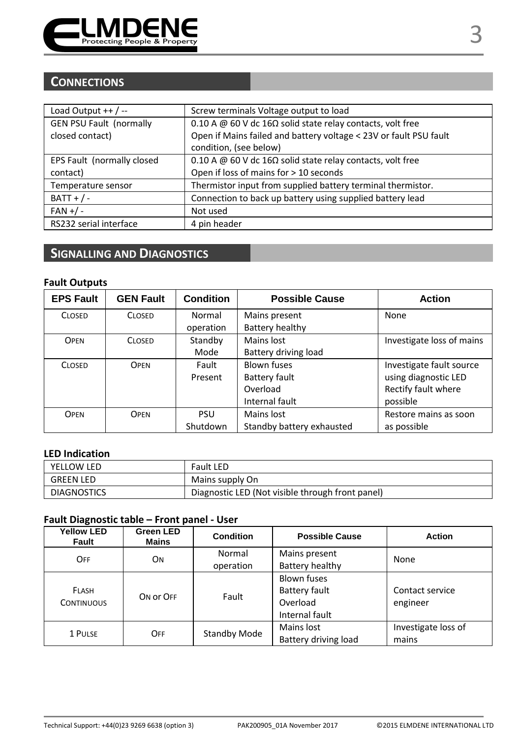## CONNECTIONS

| | |
|---|---|
| Load Output ++ / -- | Screw terminals Voltage output to load |
| GEN PSU Fault (normally closed contact) | 0.10 A @ 60 V dc 16Ω solid state relay contacts, volt free<br>Open if Mains failed and battery voltage < 23V or fault PSU fault condition, (see below) |
| EPS Fault (normally closed contact) | 0.10 A @ 60 V dc 16Ω solid state relay contacts, volt free<br>Open if loss of mains for > 10 seconds |
| Temperature sensor | Thermistor input from supplied battery terminal thermistor. |
| BATT + / - | Connection to back up battery using supplied battery lead |
| FAN +/ - | Not used |
| RS232 serial interface | 4 pin header |

## SIGNALLING AND DIAGNOSTICS

### Fault Outputs

| EPS Fault | GEN Fault | Condition | Possible Cause | Action |
|---|---|---|---|---|
| CLOSED | CLOSED | Normal operation | Mains present<br>Battery healthy | None |
| OPEN | CLOSED | Standby Mode | Mains lost<br>Battery driving load | Investigate loss of mains |
| CLOSED | OPEN | Fault Present | Blown fuses<br>Battery fault<br>Overload<br>Internal fault | Investigate fault source using diagnostic LED<br>Rectify fault where possible |
| OPEN | OPEN | PSU Shutdown | Mains lost<br>Standby battery exhausted | Restore mains as soon as possible |

### LED Indication

| | |
|---|---|
| YELLOW LED | Fault LED |
| GREEN LED | Mains supply On |
| DIAGNOSTICS | Diagnostic LED (Not visible through front panel) |

### Fault Diagnostic table – Front panel - User

| Yellow LED Fault | Green LED Mains | Condition | Possible Cause | Action |
|---|---|---|---|---|
| OFF | ON | Normal operation | Mains present<br>Battery healthy | None |
| FLASH CONTINUOUS | ON or OFF | Fault | Blown fuses<br>Battery fault<br>Overload<br>Internal fault | Contact service engineer |
| 1 PULSE | OFF | Standby Mode | Mains lost<br>Battery driving load | Investigate loss of mains |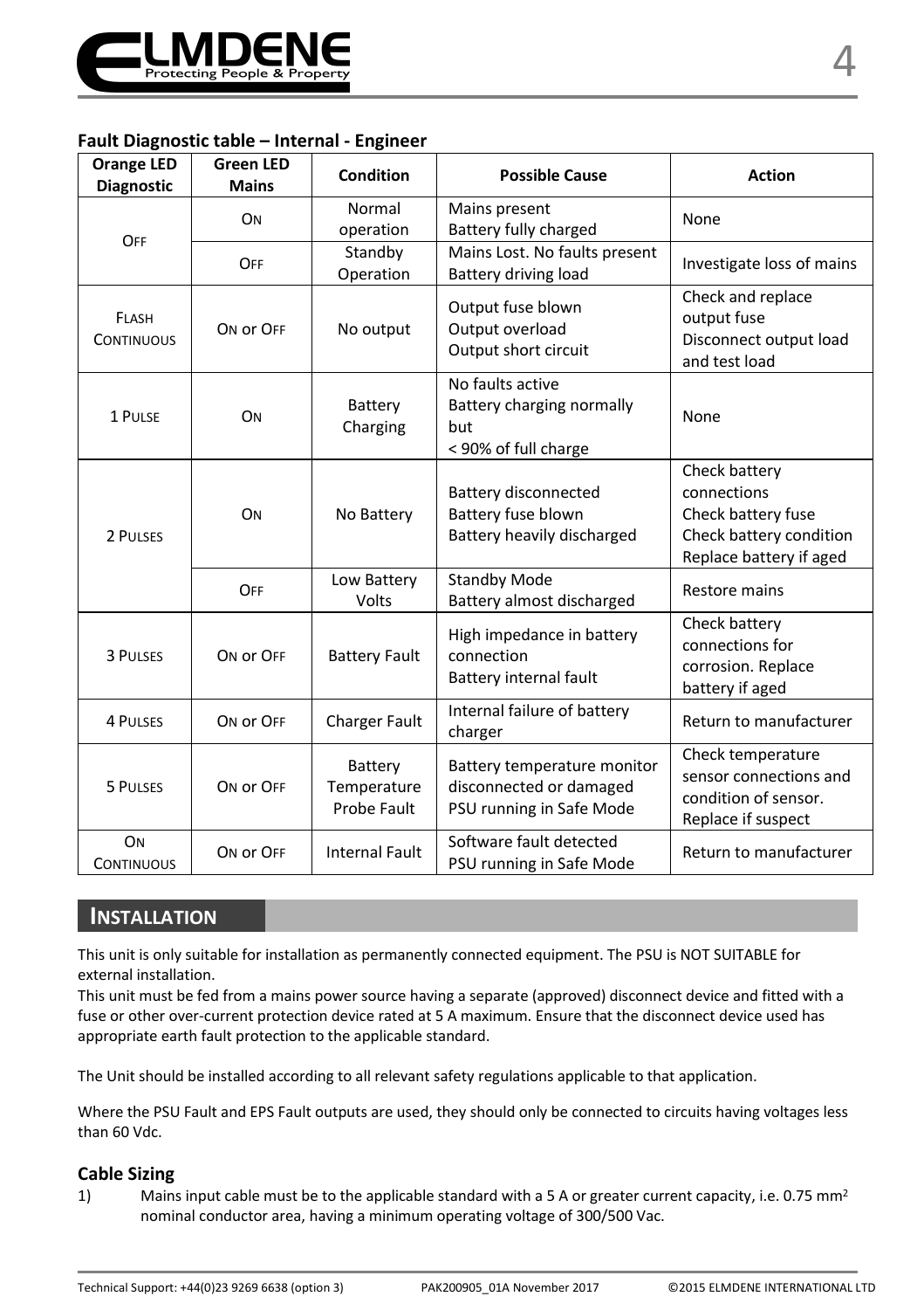### Fault Diagnostic table – Internal - Engineer

| Orange LED Diagnostic | Green LED Mains | Condition | Possible Cause | Action |
|---|---|---|---|---|
| OFF | ON | Normal operation | Mains present<br>Battery fully charged | None |
| | OFF | Standby Operation | Mains Lost. No faults present<br>Battery driving load | Investigate loss of mains |
| FLASH CONTINUOUS | ON or OFF | No output | Output fuse blown<br>Output overload<br>Output short circuit | Check and replace output fuse<br>Disconnect output load and test load |
| 1 PULSE | ON | Battery Charging | No faults active<br>Battery charging normally but<br>< 90% of full charge | None |
| 2 PULSES | ON | No Battery | Battery disconnected<br>Battery fuse blown<br>Battery heavily discharged | Check battery connections<br>Check battery fuse<br>Check battery condition<br>Replace battery if aged |
| | OFF | Low Battery Volts | Standby Mode<br>Battery almost discharged | Restore mains |
| 3 PULSES | ON or OFF | Battery Fault | High impedance in battery connection<br>Battery internal fault | Check battery connections for corrosion. Replace battery if aged |
| 4 PULSES | ON or OFF | Charger Fault | Internal failure of battery charger | Return to manufacturer |
| 5 PULSES | ON or OFF | Battery Temperature Probe Fault | Battery temperature monitor disconnected or damaged<br>PSU running in Safe Mode | Check temperature sensor connections and condition of sensor.<br>Replace if suspect |
| ON CONTINUOUS | ON or OFF | Internal Fault | Software fault detected<br>PSU running in Safe Mode | Return to manufacturer |

## INSTALLATION

This unit is only suitable for installation as permanently connected equipment. The PSU is NOT SUITABLE for external installation.
This unit must be fed from a mains power source having a separate (approved) disconnect device and fitted with a fuse or other over-current protection device rated at 5 A maximum. Ensure that the disconnect device used has appropriate earth fault protection to the applicable standard.

The Unit should be installed according to all relevant safety regulations applicable to that application.

Where the PSU Fault and EPS Fault outputs are used, they should only be connected to circuits having voltages less than 60 Vdc.

### Cable Sizing

1) Mains input cable must be to the applicable standard with a 5 A or greater current capacity, i.e. 0.75 mm$^2$ nominal conductor area, having a minimum operating voltage of 300/500 Vac.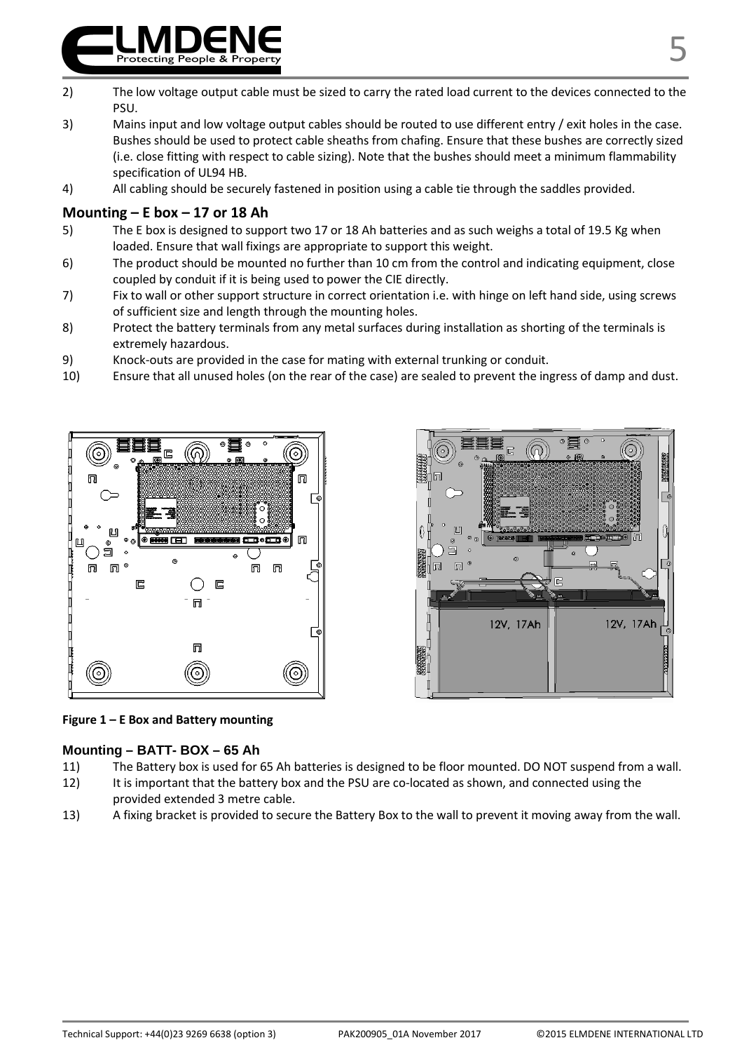2) The low voltage output cable must be sized to carry the rated load current to the devices connected to the PSU.
3) Mains input and low voltage output cables should be routed to use different entry / exit holes in the case. Bushes should be used to protect cable sheaths from chafing. Ensure that these bushes are correctly sized (i.e. close fitting with respect to cable sizing). Note that the bushes should meet a minimum flammability specification of UL94 HB.
4) All cabling should be securely fastened in position using a cable tie through the saddles provided.

## Mounting – E box – 17 or 18 Ah

5) The E box is designed to support two 17 or 18 Ah batteries and as such weighs a total of 19.5 Kg when loaded. Ensure that wall fixings are appropriate to support this weight.
6) The product should be mounted no further than 10 cm from the control and indicating equipment, close coupled by conduit if it is being used to power the CIE directly.
7) Fix to wall or other support structure in correct orientation i.e. with hinge on left hand side, using screws of sufficient size and length through the mounting holes.
8) Protect the battery terminals from any metal surfaces during installation as shorting of the terminals is extremely hazardous.
9) Knock-outs are provided in the case for mating with external trunking or conduit.
10) Ensure that all unused holes (on the rear of the case) are sealed to prevent the ingress of damp and dust.

**Figure 1 – E Box and Battery mounting**

## Mounting – BATT- BOX – 65 Ah

11) The Battery box is used for 65 Ah batteries is designed to be floor mounted. DO NOT suspend from a wall.
12) It is important that the battery box and the PSU are co-located as shown, and connected using the provided extended 3 metre cable.
13) A fixing bracket is provided to secure the Battery Box to the wall to prevent it moving away from the wall.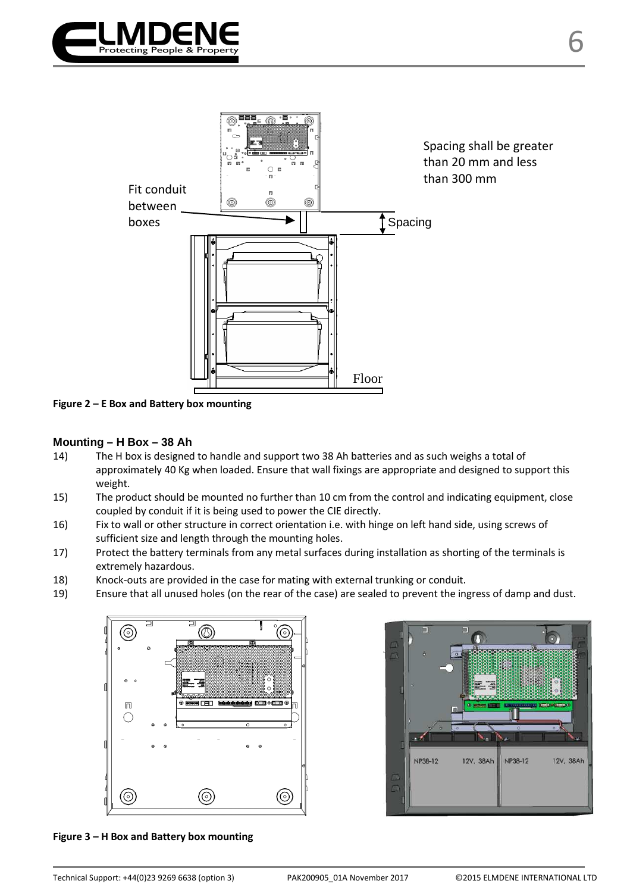Spacing shall be greater than 20 mm and less than 300 mm

Fit conduit between boxes

Spacing

Floor

**Figure 2 – E Box and Battery box mounting**

### Mounting – H Box – 38 Ah

14) The H box is designed to handle and support two 38 Ah batteries and as such weighs a total of approximately 40 Kg when loaded. Ensure that wall fixings are appropriate and designed to support this weight.
15) The product should be mounted no further than 10 cm from the control and indicating equipment, close coupled by conduit if it is being used to power the CIE directly.
16) Fix to wall or other structure in correct orientation i.e. with hinge on left hand side, using screws of sufficient size and length through the mounting holes.
17) Protect the battery terminals from any metal surfaces during installation as shorting of the terminals is extremely hazardous.
18) Knock-outs are provided in the case for mating with external trunking or conduit.
19) Ensure that all unused holes (on the rear of the case) are sealed to prevent the ingress of damp and dust.

**Figure 3 – H Box and Battery box mounting**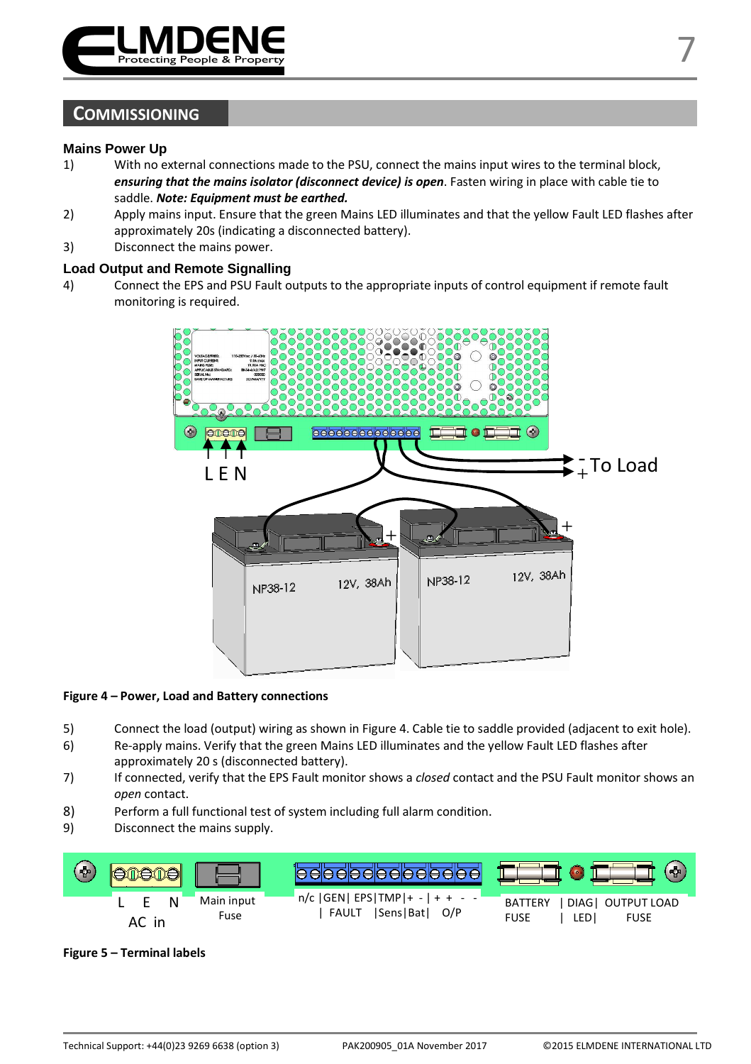## COMMISSIONING

### Mains Power Up

1) With no external connections made to the PSU, connect the mains input wires to the terminal block, ***ensuring that the mains isolator (disconnect device) is open***. Fasten wiring in place with cable tie to saddle. ***Note: Equipment must be earthed.***
2) Apply mains input. Ensure that the green Mains LED illuminates and that the yellow Fault LED flashes after approximately 20s (indicating a disconnected battery).
3) Disconnect the mains power.

### Load Output and Remote Signalling

4) Connect the EPS and PSU Fault outputs to the appropriate inputs of control equipment if remote fault monitoring is required.

**Figure 4 – Power, Load and Battery connections**

5) Connect the load (output) wiring as shown in Figure 4. Cable tie to saddle provided (adjacent to exit hole).
6) Re-apply mains. Verify that the green Mains LED illuminates and the yellow Fault LED flashes after approximately 20 s (disconnected battery).
7) If connected, verify that the EPS Fault monitor shows a *closed* contact and the PSU Fault monitor shows an *open* contact.
8) Perform a full functional test of system including full alarm condition.
9) Disconnect the mains supply.

**Figure 5 – Terminal labels**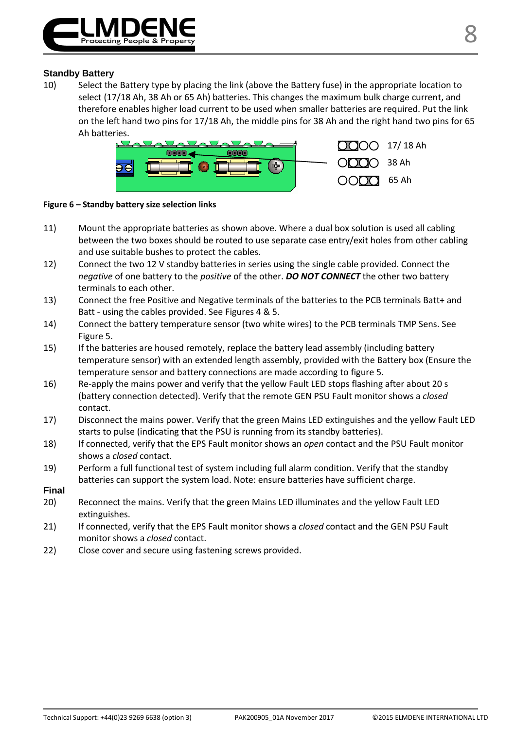### Standby Battery

10) Select the Battery type by placing the link (above the Battery fuse) in the appropriate location to select (17/18 Ah, 38 Ah or 65 Ah) batteries. This changes the maximum bulk charge current, and therefore enables higher load current to be used when smaller batteries are required. Put the link on the left hand two pins for 17/18 Ah, the middle pins for 38 Ah and the right hand two pins for 65 Ah batteries.

17/ 18 Ah

38 Ah

65 Ah

**Figure 6 – Standby battery size selection links**

11) Mount the appropriate batteries as shown above. Where a dual box solution is used all cabling between the two boxes should be routed to use separate case entry/exit holes from other cabling and use suitable bushes to protect the cables.
12) Connect the two 12 V standby batteries in series using the single cable provided. Connect the *negative* of one battery to the *positive* of the other. ***DO NOT CONNECT*** the other two battery terminals to each other.
13) Connect the free Positive and Negative terminals of the batteries to the PCB terminals Batt+ and Batt - using the cables provided. See Figures 4 & 5.
14) Connect the battery temperature sensor (two white wires) to the PCB terminals TMP Sens. See Figure 5.
15) If the batteries are housed remotely, replace the battery lead assembly (including battery temperature sensor) with an extended length assembly, provided with the Battery box (Ensure the temperature sensor and battery connections are made according to figure 5.
16) Re-apply the mains power and verify that the yellow Fault LED stops flashing after about 20 s (battery connection detected). Verify that the remote GEN PSU Fault monitor shows a *closed* contact.
17) Disconnect the mains power. Verify that the green Mains LED extinguishes and the yellow Fault LED starts to pulse (indicating that the PSU is running from its standby batteries).
18) If connected, verify that the EPS Fault monitor shows an *open* contact and the PSU Fault monitor shows a *closed* contact.
19) Perform a full functional test of system including full alarm condition. Verify that the standby batteries can support the system load. Note: ensure batteries have sufficient charge.

### Final

20) Reconnect the mains. Verify that the green Mains LED illuminates and the yellow Fault LED extinguishes.
21) If connected, verify that the EPS Fault monitor shows a *closed* contact and the GEN PSU Fault monitor shows a *closed* contact.
22) Close cover and secure using fastening screws provided.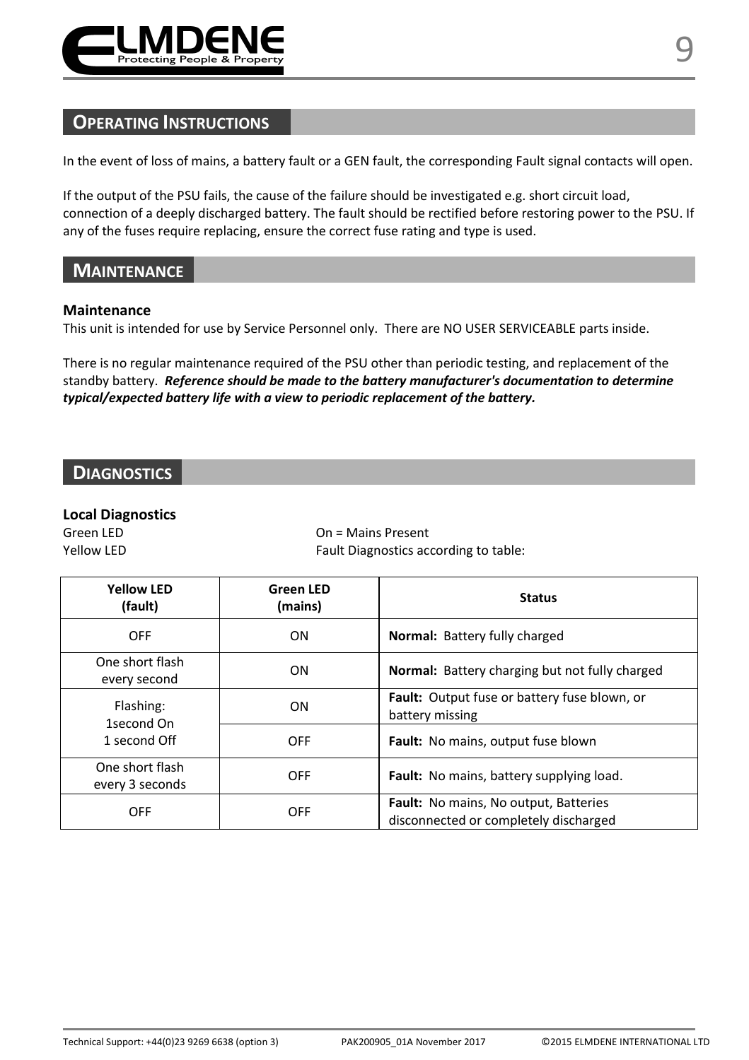## Operating Instructions

In the event of loss of mains, a battery fault or a GEN fault, the corresponding Fault signal contacts will open.

If the output of the PSU fails, the cause of the failure should be investigated e.g. short circuit load, connection of a deeply discharged battery. The fault should be rectified before restoring power to the PSU. If any of the fuses require replacing, ensure the correct fuse rating and type is used.

## Maintenance

### Maintenance

This unit is intended for use by Service Personnel only. There are NO USER SERVICEABLE parts inside.

There is no regular maintenance required of the PSU other than periodic testing, and replacement of the standby battery. ***Reference should be made to the battery manufacturer's documentation to determine typical/expected battery life with a view to periodic replacement of the battery.***

## Diagnostics

### Local Diagnostics

Green LED — On = Mains Present
Yellow LED — Fault Diagnostics according to table:

| Yellow LED (fault) | Green LED (mains) | Status |
|---|---|---|
| OFF | ON | **Normal:** Battery fully charged |
| One short flash every second | ON | **Normal:** Battery charging but not fully charged |
| Flashing: 1second On 1 second Off | ON | **Fault:** Output fuse or battery fuse blown, or battery missing |
| | OFF | **Fault:** No mains, output fuse blown |
| One short flash every 3 seconds | OFF | **Fault:** No mains, battery supplying load. |
| OFF | OFF | **Fault:** No mains, No output, Batteries disconnected or completely discharged |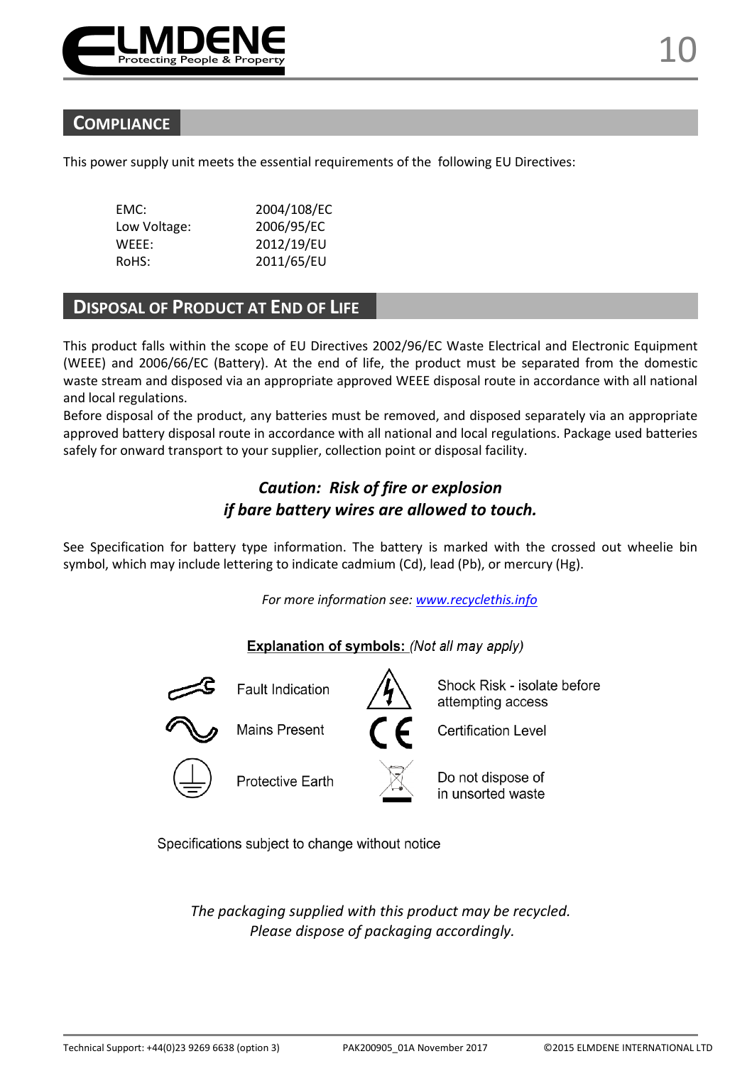## Compliance

This power supply unit meets the essential requirements of the following EU Directives:

| | |
|---|---|
| EMC: | 2004/108/EC |
| Low Voltage: | 2006/95/EC |
| WEEE: | 2012/19/EU |
| RoHS: | 2011/65/EU |

## Disposal of Product at End of Life

This product falls within the scope of EU Directives 2002/96/EC Waste Electrical and Electronic Equipment (WEEE) and 2006/66/EC (Battery). At the end of life, the product must be separated from the domestic waste stream and disposed via an appropriate approved WEEE disposal route in accordance with all national and local regulations.

Before disposal of the product, any batteries must be removed, and disposed separately via an appropriate approved battery disposal route in accordance with all national and local regulations. Package used batteries safely for onward transport to your supplier, collection point or disposal facility.

***Caution: Risk of fire or explosion if bare battery wires are allowed to touch.***

See Specification for battery type information. The battery is marked with the crossed out wheelie bin symbol, which may include lettering to indicate cadmium (Cd), lead (Pb), or mercury (Hg).

*For more information see: www.recyclethis.info*

**Explanation of symbols:** *(Not all may apply)*

| | | | |
|---|---|---|---|
| | Fault Indication | | Shock Risk - isolate before attempting access |
| | Mains Present | | Certification Level |
| | Protective Earth | | Do not dispose of in unsorted waste |

Specifications subject to change without notice

*The packaging supplied with this product may be recycled. Please dispose of packaging accordingly.*

Technical Support: +44(0)23 9269 6638 (option 3) PAK200905_01A November 2017 ©2015 ELMDENE INTERNATIONAL LTD